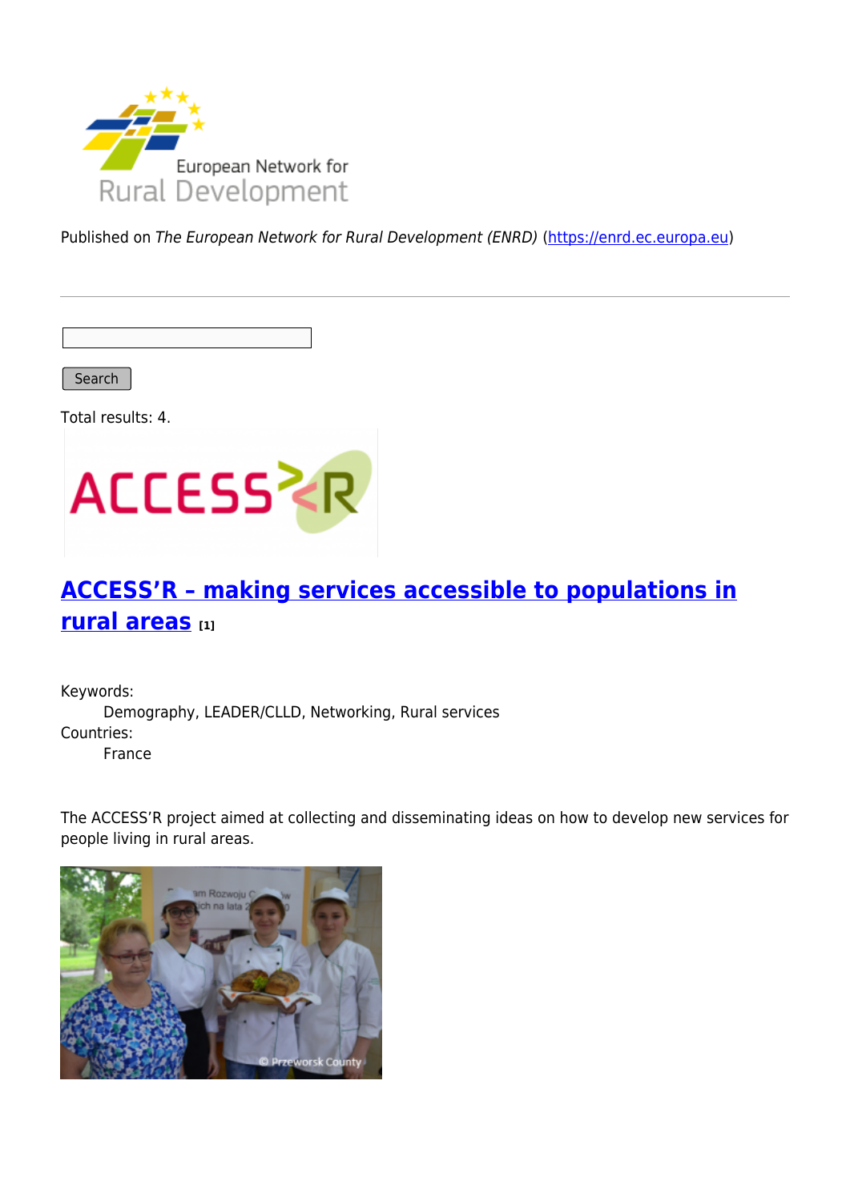Published on *The European Network for Rural Development (ENRD)* (https://enrd.ec.europa.eu)

Search

Total results: 4.

## ACCESS'R – making services accessible to populations in rural areas [1]

Keywords:
    Demography, LEADER/CLLD, Networking, Rural services

Countries:
    France

The ACCESS'R project aimed at collecting and disseminating ideas on how to develop new services for people living in rural areas.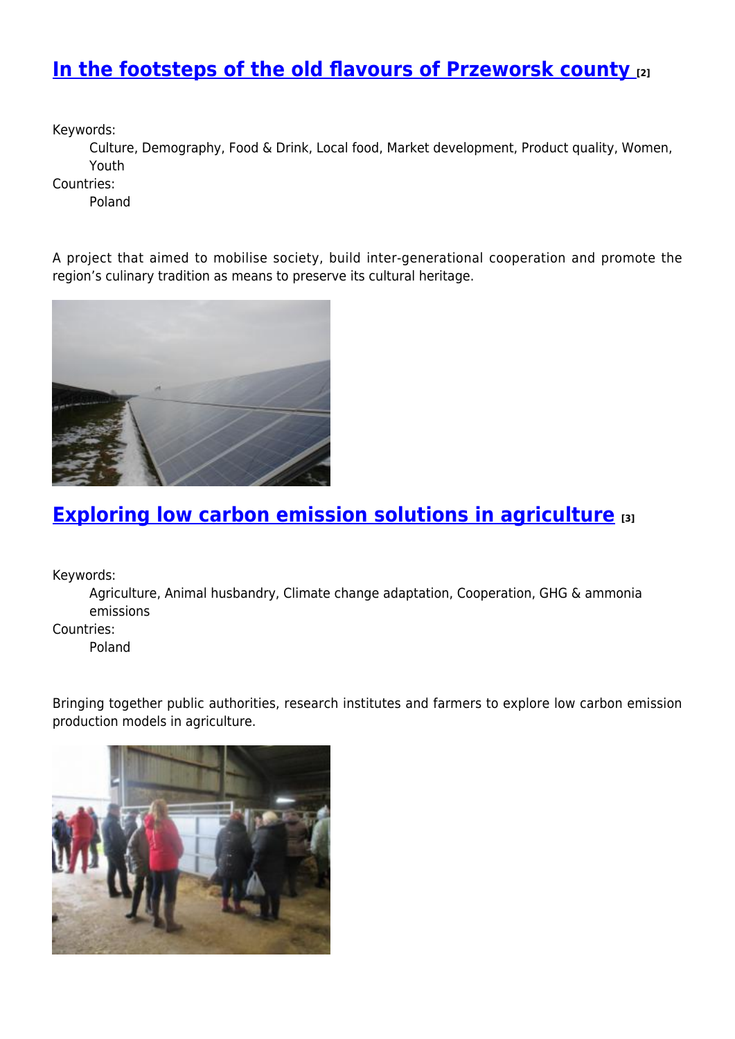## In the footsteps of the old flavours of Przeworsk county [2]

Keywords:
: Culture, Demography, Food & Drink, Local food, Market development, Product quality, Women, Youth

Countries:
: Poland

A project that aimed to mobilise society, build inter-generational cooperation and promote the region's culinary tradition as means to preserve its cultural heritage.

## Exploring low carbon emission solutions in agriculture [3]

Keywords:
: Agriculture, Animal husbandry, Climate change adaptation, Cooperation, GHG & ammonia emissions

Countries:
: Poland

Bringing together public authorities, research institutes and farmers to explore low carbon emission production models in agriculture.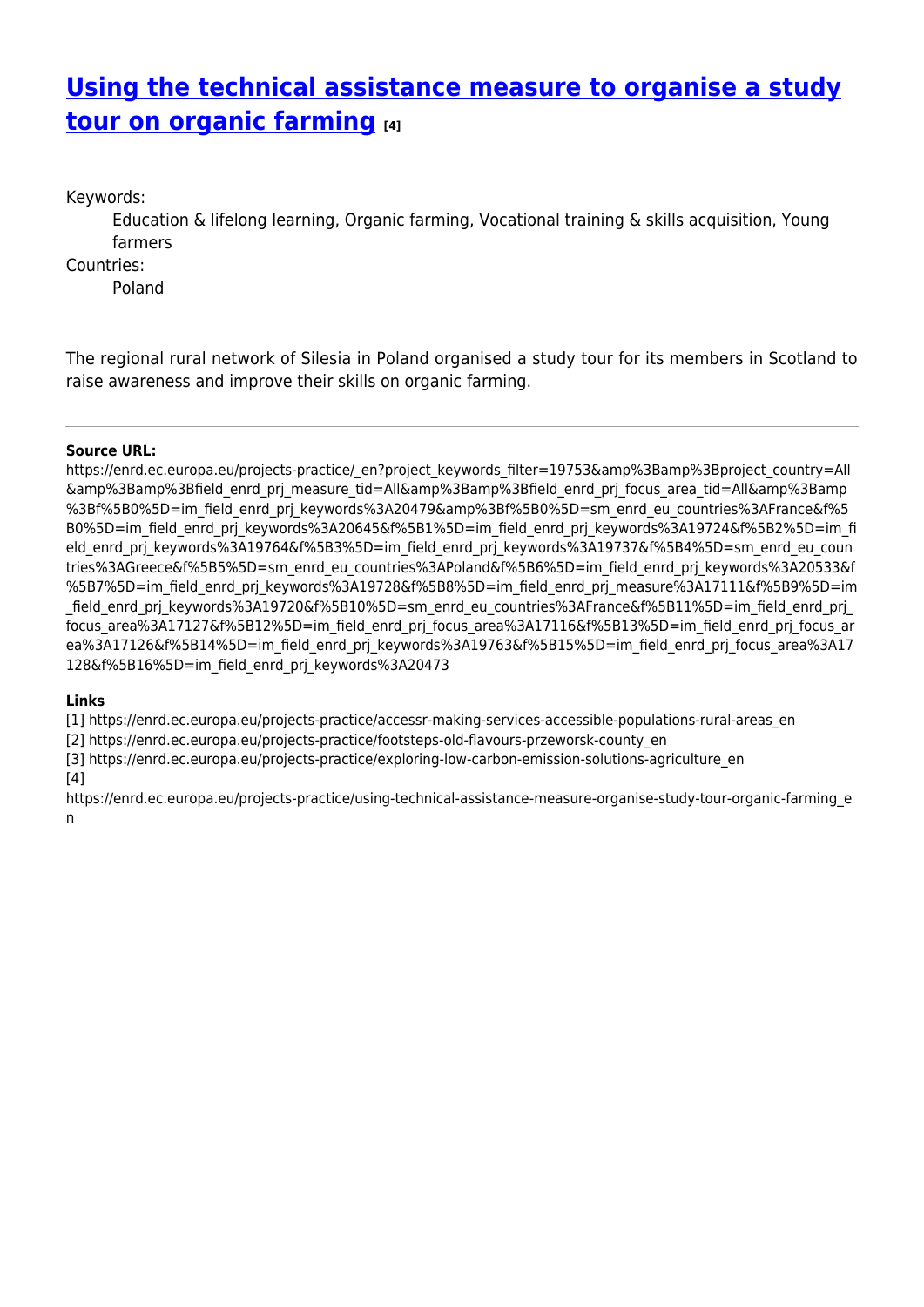# [Using the technical assistance measure to organise a study tour on organic farming](https://enrd.ec.europa.eu/projects-practice/using-technical-assistance-measure-organise-study-tour-organic-farming_en) [4]

Keywords:
: Education & lifelong learning, Organic farming, Vocational training & skills acquisition, Young farmers

Countries:
: Poland

The regional rural network of Silesia in Poland organised a study tour for its members in Scotland to raise awareness and improve their skills on organic farming.

---

**Source URL:**
https://enrd.ec.europa.eu/projects-practice/_en?project_keywords_filter=19753&amp%3Bamp%3Bproject_country=All&amp%3Bamp%3Bfield_enrd_prj_measure_tid=All&amp%3Bamp%3Bfield_enrd_prj_focus_area_tid=All&amp%3Bamp%3Bf%5B0%5D=im_field_enrd_prj_keywords%3A20479&amp%3Bf%5B0%5D=sm_enrd_eu_countries%3AFrance&f%5B0%5D=im_field_enrd_prj_keywords%3A20645&f%5B1%5D=im_field_enrd_prj_keywords%3A19724&f%5B2%5D=im_field_enrd_prj_keywords%3A19764&f%5B3%5D=im_field_enrd_prj_keywords%3A19737&f%5B4%5D=sm_enrd_eu_countries%3AGreece&f%5B5%5D=sm_enrd_eu_countries%3APoland&f%5B6%5D=im_field_enrd_prj_keywords%3A20533&f%5B7%5D=im_field_enrd_prj_keywords%3A19728&f%5B8%5D=im_field_enrd_prj_measure%3A17111&f%5B9%5D=im_field_enrd_prj_keywords%3A19720&f%5B10%5D=sm_enrd_eu_countries%3AFrance&f%5B11%5D=im_field_enrd_prj_focus_area%3A17127&f%5B12%5D=im_field_enrd_prj_focus_area%3A17116&f%5B13%5D=im_field_enrd_prj_focus_area%3A17126&f%5B14%5D=im_field_enrd_prj_keywords%3A19763&f%5B15%5D=im_field_enrd_prj_focus_area%3A17128&f%5B16%5D=im_field_enrd_prj_keywords%3A20473

**Links**

[1] https://enrd.ec.europa.eu/projects-practice/accessr-making-services-accessible-populations-rural-areas_en
[2] https://enrd.ec.europa.eu/projects-practice/footsteps-old-flavours-przeworsk-county_en
[3] https://enrd.ec.europa.eu/projects-practice/exploring-low-carbon-emission-solutions-agriculture_en
[4] https://enrd.ec.europa.eu/projects-practice/using-technical-assistance-measure-organise-study-tour-organic-farming_en